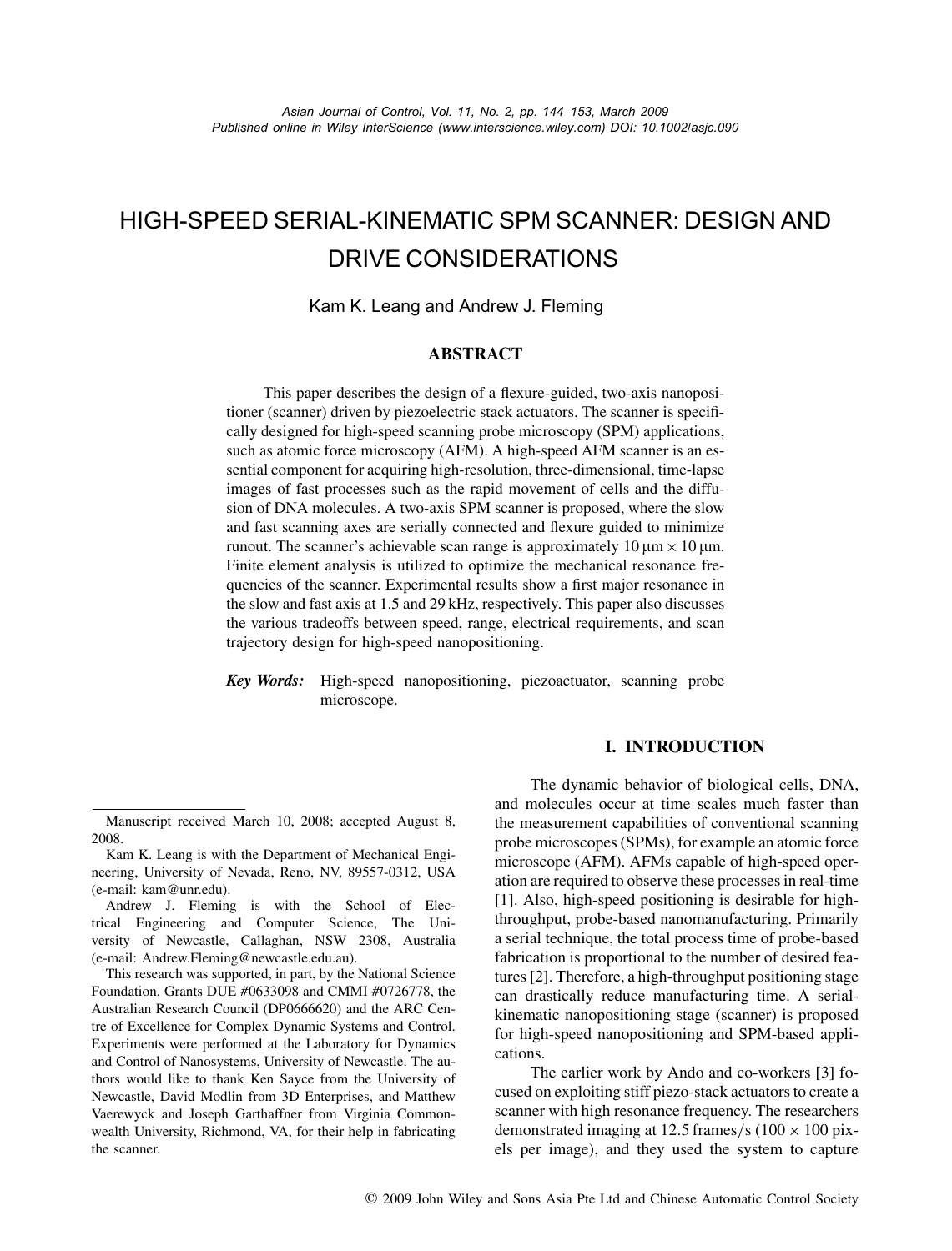# HIGH-SPEED SERIAL-KINEMATIC SPM SCANNER: DESIGN AND DRIVE CONSIDERATIONS

Kam K. Leang and Andrew J. Fleming

## ABSTRACT

This paper describes the design of a flexure-guided, two-axis nanopositioner (scanner) driven by piezoelectric stack actuators. The scanner is specifically designed for high-speed scanning probe microscopy (SPM) applications, such as atomic force microscopy (AFM). A high-speed AFM scanner is an essential component for acquiring high-resolution, three-dimensional, time-lapse images of fast processes such as the rapid movement of cells and the diffusion of DNA molecules. A two-axis SPM scanner is proposed, where the slow and fast scanning axes are serially connected and flexure guided to minimize runout. The scanner's achievable scan range is approximately $10\,\mu m \times 10\,\mu m$. Finite element analysis is utilized to optimize the mechanical resonance frequencies of the scanner. Experimental results show a first major resonance in the slow and fast axis at 1.5 and 29 kHz, respectively. This paper also discusses the various tradeoffs between speed, range, electrical requirements, and scan trajectory design for high-speed nanopositioning.

***Key Words:*** High-speed nanopositioning, piezoactuator, scanning probe microscope.

## I. INTRODUCTION

The dynamic behavior of biological cells, DNA, and molecules occur at time scales much faster than the measurement capabilities of conventional scanning probe microscopes (SPMs), for example an atomic force microscope (AFM). AFMs capable of high-speed operation are required to observe these processes in real-time [1]. Also, high-speed positioning is desirable for high-throughput, probe-based nanomanufacturing. Primarily a serial technique, the total process time of probe-based fabrication is proportional to the number of desired features [2]. Therefore, a high-throughput positioning stage can drastically reduce manufacturing time. A serial-kinematic nanopositioning stage (scanner) is proposed for high-speed nanopositioning and SPM-based applications.

The earlier work by Ando and co-workers [3] focused on exploiting stiff piezo-stack actuators to create a scanner with high resonance frequency. The researchers demonstrated imaging at 12.5 frames/s ($100 \times 100$ pixels per image), and they used the system to capture

---

Manuscript received March 10, 2008; accepted August 8, 2008.

Kam K. Leang is with the Department of Mechanical Engineering, University of Nevada, Reno, NV, 89557-0312, USA (e-mail: kam@unr.edu).

Andrew J. Fleming is with the School of Electrical Engineering and Computer Science, The University of Newcastle, Callaghan, NSW 2308, Australia (e-mail: Andrew.Fleming@newcastle.edu.au).

This research was supported, in part, by the National Science Foundation, Grants DUE #0633098 and CMMI #0726778, the Australian Research Council (DP0666620) and the ARC Centre of Excellence for Complex Dynamic Systems and Control. Experiments were performed at the Laboratory for Dynamics and Control of Nanosystems, University of Newcastle. The authors would like to thank Ken Sayce from the University of Newcastle, David Modlin from 3D Enterprises, and Matthew Vaerewyck and Joseph Garthaffner from Virginia Commonwealth University, Richmond, VA, for their help in fabricating the scanner.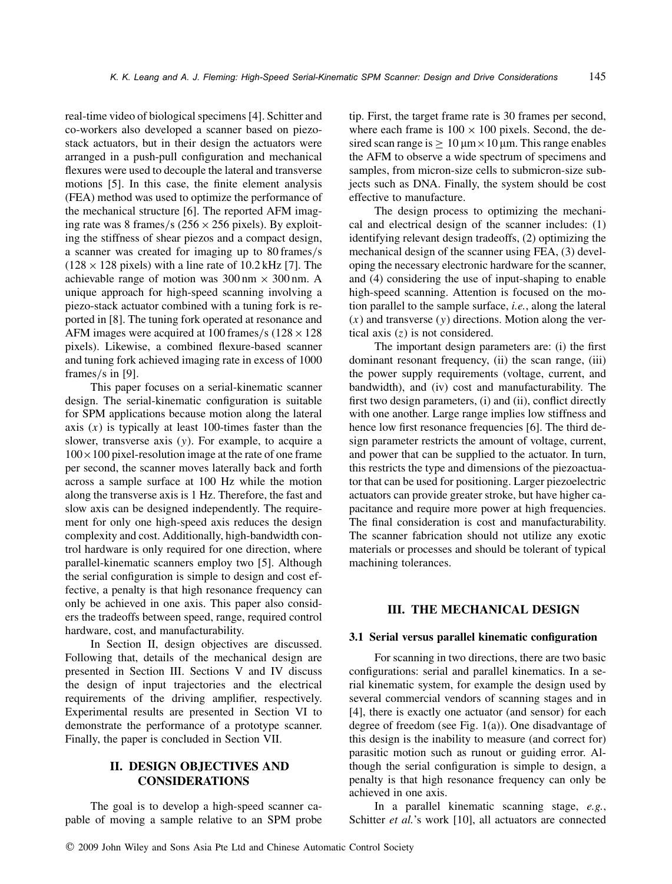real-time video of biological specimens [4]. Schitter and co-workers also developed a scanner based on piezo-stack actuators, but in their design the actuators were arranged in a push-pull configuration and mechanical flexures were used to decouple the lateral and transverse motions [5]. In this case, the finite element analysis (FEA) method was used to optimize the performance of the mechanical structure [6]. The reported AFM imaging rate was 8 frames/s ($256 \times 256$ pixels). By exploiting the stiffness of shear piezos and a compact design, a scanner was created for imaging up to 80 frames/s ($128 \times 128$ pixels) with a line rate of 10.2 kHz [7]. The achievable range of motion was 300 nm $\times$ 300 nm. A unique approach for high-speed scanning involving a piezo-stack actuator combined with a tuning fork is reported in [8]. The tuning fork operated at resonance and AFM images were acquired at 100 frames/s ($128 \times 128$ pixels). Likewise, a combined flexure-based scanner and tuning fork achieved imaging rate in excess of 1000 frames/s in [9].

This paper focuses on a serial-kinematic scanner design. The serial-kinematic configuration is suitable for SPM applications because motion along the lateral axis ($x$) is typically at least 100-times faster than the slower, transverse axis ($y$). For example, to acquire a $100 \times 100$ pixel-resolution image at the rate of one frame per second, the scanner moves laterally back and forth across a sample surface at 100 Hz while the motion along the transverse axis is 1 Hz. Therefore, the fast and slow axis can be designed independently. The requirement for only one high-speed axis reduces the design complexity and cost. Additionally, high-bandwidth control hardware is only required for one direction, where parallel-kinematic scanners employ two [5]. Although the serial configuration is simple to design and cost effective, a penalty is that high resonance frequency can only be achieved in one axis. This paper also considers the tradeoffs between speed, range, required control hardware, cost, and manufacturability.

In Section II, design objectives are discussed. Following that, details of the mechanical design are presented in Section III. Sections V and IV discuss the design of input trajectories and the electrical requirements of the driving amplifier, respectively. Experimental results are presented in Section VI to demonstrate the performance of a prototype scanner. Finally, the paper is concluded in Section VII.

## II. DESIGN OBJECTIVES AND CONSIDERATIONS

The goal is to develop a high-speed scanner capable of moving a sample relative to an SPM probe tip. First, the target frame rate is 30 frames per second, where each frame is $100 \times 100$ pixels. Second, the desired scan range is $\geq 10\,\mu\text{m} \times 10\,\mu\text{m}$. This range enables the AFM to observe a wide spectrum of specimens and samples, from micron-size cells to submicron-size subjects such as DNA. Finally, the system should be cost effective to manufacture.

The design process to optimizing the mechanical and electrical design of the scanner includes: (1) identifying relevant design tradeoffs, (2) optimizing the mechanical design of the scanner using FEA, (3) developing the necessary electronic hardware for the scanner, and (4) considering the use of input-shaping to enable high-speed scanning. Attention is focused on the motion parallel to the sample surface, *i.e.*, along the lateral ($x$) and transverse ($y$) directions. Motion along the vertical axis ($z$) is not considered.

The important design parameters are: (i) the first dominant resonant frequency, (ii) the scan range, (iii) the power supply requirements (voltage, current, and bandwidth), and (iv) cost and manufacturability. The first two design parameters, (i) and (ii), conflict directly with one another. Large range implies low stiffness and hence low first resonance frequencies [6]. The third design parameter restricts the amount of voltage, current, and power that can be supplied to the actuator. In turn, this restricts the type and dimensions of the piezoactuator that can be used for positioning. Larger piezoelectric actuators can provide greater stroke, but have higher capacitance and require more power at high frequencies. The final consideration is cost and manufacturability. The scanner fabrication should not utilize any exotic materials or processes and should be tolerant of typical machining tolerances.

## III. THE MECHANICAL DESIGN

### 3.1 Serial versus parallel kinematic configuration

For scanning in two directions, there are two basic configurations: serial and parallel kinematics. In a serial kinematic system, for example the design used by several commercial vendors of scanning stages and in [4], there is exactly one actuator (and sensor) for each degree of freedom (see Fig. 1(a)). One disadvantage of this design is the inability to measure (and correct for) parasitic motion such as runout or guiding error. Although the serial configuration is simple to design, a penalty is that high resonance frequency can only be achieved in one axis.

In a parallel kinematic scanning stage, *e.g.*, Schitter *et al.*'s work [10], all actuators are connected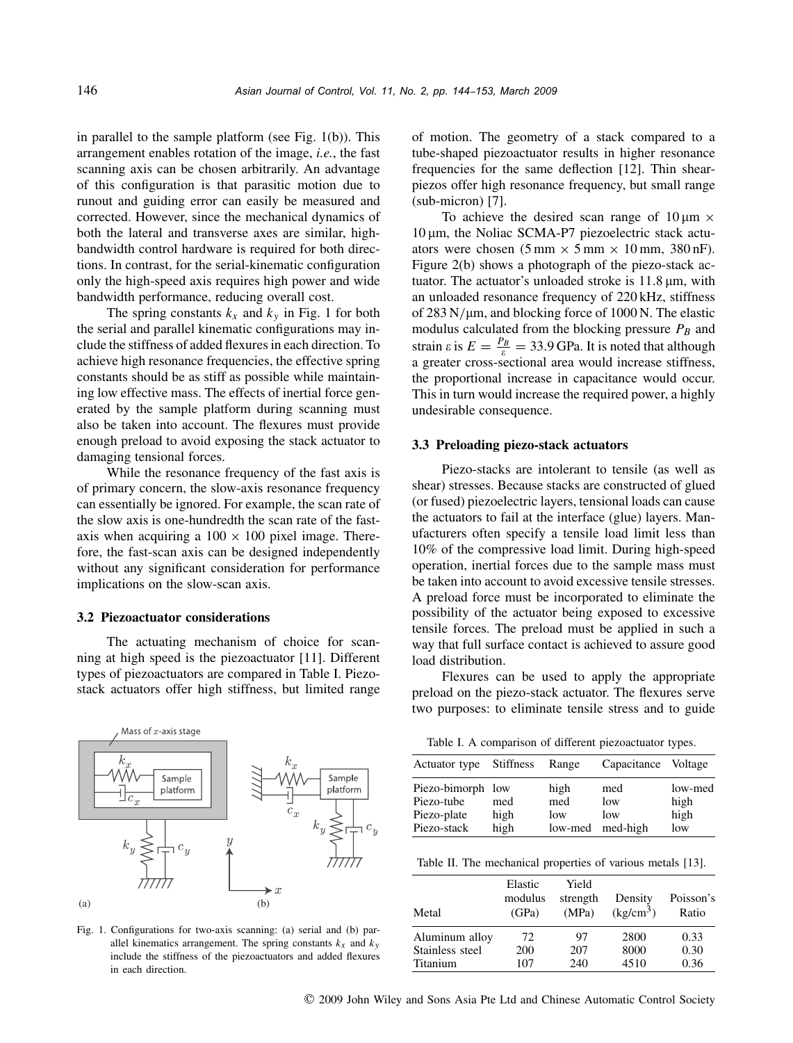in parallel to the sample platform (see Fig. 1(b)). This arrangement enables rotation of the image, *i.e.*, the fast scanning axis can be chosen arbitrarily. An advantage of this configuration is that parasitic motion due to runout and guiding error can easily be measured and corrected. However, since the mechanical dynamics of both the lateral and transverse axes are similar, high-bandwidth control hardware is required for both directions. In contrast, for the serial-kinematic configuration only the high-speed axis requires high power and wide bandwidth performance, reducing overall cost.

The spring constants $k_x$ and $k_y$ in Fig. 1 for both the serial and parallel kinematic configurations may include the stiffness of added flexures in each direction. To achieve high resonance frequencies, the effective spring constants should be as stiff as possible while maintaining low effective mass. The effects of inertial force generated by the sample platform during scanning must also be taken into account. The flexures must provide enough preload to avoid exposing the stack actuator to damaging tensional forces.

While the resonance frequency of the fast axis is of primary concern, the slow-axis resonance frequency can essentially be ignored. For example, the scan rate of the slow axis is one-hundredth the scan rate of the fast-axis when acquiring a $100 \times 100$ pixel image. Therefore, the fast-scan axis can be designed independently without any significant consideration for performance implications on the slow-scan axis.

### 3.2 Piezoactuator considerations

The actuating mechanism of choice for scanning at high speed is the piezoactuator [11]. Different types of piezoactuators are compared in Table I. Piezo-stack actuators offer high stiffness, but limited range

Mass of $x$-axis stage

$k_x$ $c_x$ Sample platform $k_y$ $c_y$ $y$ $x$ $k_x$ $c_x$ Sample platform $k_y$ $c_y$

(a) (b)

Fig. 1. Configurations for two-axis scanning: (a) serial and (b) parallel kinematics arrangement. The spring constants $k_x$ and $k_y$ include the stiffness of the piezoactuators and added flexures in each direction.

of motion. The geometry of a stack compared to a tube-shaped piezoactuator results in higher resonance frequencies for the same deflection [12]. Thin shear-piezos offer high resonance frequency, but small range (sub-micron) [7].

To achieve the desired scan range of $10\,\mu\text{m} \times 10\,\mu\text{m}$, the Noliac SCMA-P7 piezoelectric stack actuators were chosen ($5\,\text{mm} \times 5\,\text{mm} \times 10\,\text{mm}$, $380\,\text{nF}$). Figure 2(b) shows a photograph of the piezo-stack actuator. The actuator's unloaded stroke is $11.8\,\mu\text{m}$, with an unloaded resonance frequency of 220 kHz, stiffness of $283\,\text{N}/\mu\text{m}$, and blocking force of 1000 N. The elastic modulus calculated from the blocking pressure $P_B$ and strain $\varepsilon$ is $E = \frac{P_B}{\varepsilon} = 33.9\,\text{GPa}$. It is noted that although a greater cross-sectional area would increase stiffness, the proportional increase in capacitance would occur. This in turn would increase the required power, a highly undesirable consequence.

### 3.3 Preloading piezo-stack actuators

Piezo-stacks are intolerant to tensile (as well as shear) stresses. Because stacks are constructed of glued (or fused) piezoelectric layers, tensional loads can cause the actuators to fail at the interface (glue) layers. Manufacturers often specify a tensile load limit less than 10% of the compressive load limit. During high-speed operation, inertial forces due to the sample mass must be taken into account to avoid excessive tensile stresses. A preload force must be incorporated to eliminate the possibility of the actuator being exposed to excessive tensile forces. The preload must be applied in such a way that full surface contact is achieved to assure good load distribution.

Flexures can be used to apply the appropriate preload on the piezo-stack actuator. The flexures serve two purposes: to eliminate tensile stress and to guide

Table I. A comparison of different piezoactuator types.

| Actuator type | Stiffness | Range | Capacitance | Voltage |
|---|---|---|---|---|
| Piezo-bimorph | low | high | med | low-med |
| Piezo-tube | med | med | low | high |
| Piezo-plate | high | low | low | high |
| Piezo-stack | high | low-med | med-high | low |

Table II. The mechanical properties of various metals [13].

| Metal | Elastic modulus (GPa) | Yield strength (MPa) | Density ($\text{kg/cm}^3$) | Poisson's Ratio |
|---|---|---|---|---|
| Aluminum alloy | 72 | 97 | 2800 | 0.33 |
| Stainless steel | 200 | 207 | 8000 | 0.30 |
| Titanium | 107 | 240 | 4510 | 0.36 |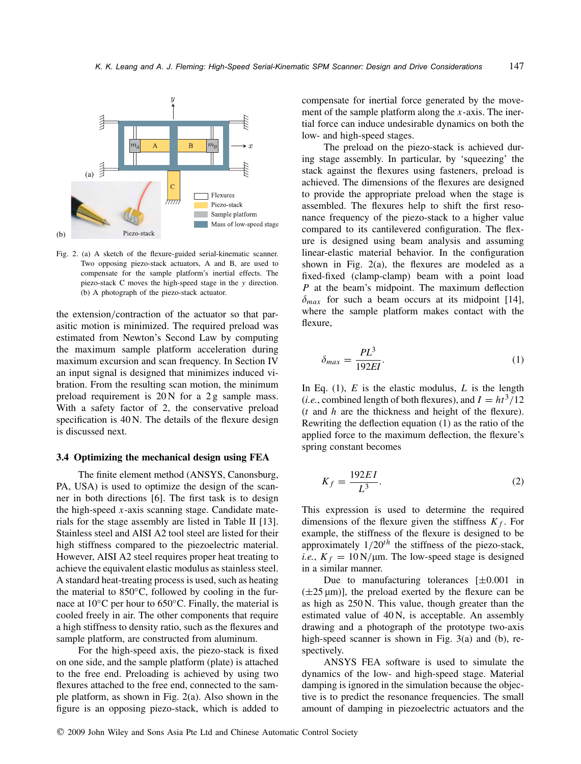(a)

y

x

$m_A$ A B $m_B$

C

Flexures

Piezo-stack

Sample platform

Mass of low-speed stage

(b) Piezo-stack

Fig. 2. (a) A sketch of the flexure-guided serial-kinematic scanner. Two opposing piezo-stack actuators, A and B, are used to compensate for the sample platform's inertial effects. The piezo-stack C moves the high-speed stage in the $y$ direction. (b) A photograph of the piezo-stack actuator.

the extension/contraction of the actuator so that parasitic motion is minimized. The required preload was estimated from Newton's Second Law by computing the maximum sample platform acceleration during maximum excursion and scan frequency. In Section IV an input signal is designed that minimizes induced vibration. From the resulting scan motion, the minimum preload requirement is 20 N for a 2 g sample mass. With a safety factor of 2, the conservative preload specification is 40 N. The details of the flexure design is discussed next.

### 3.4 Optimizing the mechanical design using FEA

The finite element method (ANSYS, Canonsburg, PA, USA) is used to optimize the design of the scanner in both directions [6]. The first task is to design the high-speed $x$-axis scanning stage. Candidate materials for the stage assembly are listed in Table II [13]. Stainless steel and AISI A2 tool steel are listed for their high stiffness compared to the piezoelectric material. However, AISI A2 steel requires proper heat treating to achieve the equivalent elastic modulus as stainless steel. A standard heat-treating process is used, such as heating the material to 850°C, followed by cooling in the furnace at 10°C per hour to 650°C. Finally, the material is cooled freely in air. The other components that require a high stiffness to density ratio, such as the flexures and sample platform, are constructed from aluminum.

For the high-speed axis, the piezo-stack is fixed on one side, and the sample platform (plate) is attached to the free end. Preloading is achieved by using two flexures attached to the free end, connected to the sample platform, as shown in Fig. 2(a). Also shown in the figure is an opposing piezo-stack, which is added to compensate for inertial force generated by the movement of the sample platform along the $x$-axis. The inertial force can induce undesirable dynamics on both the low- and high-speed stages.

The preload on the piezo-stack is achieved during stage assembly. In particular, by 'squeezing' the stack against the flexures using fasteners, preload is achieved. The dimensions of the flexures are designed to provide the appropriate preload when the stage is assembled. The flexures help to shift the first resonance frequency of the piezo-stack to a higher value compared to its cantilevered configuration. The flexure is designed using beam analysis and assuming linear-elastic material behavior. In the configuration shown in Fig. 2(a), the flexures are modeled as a fixed-fixed (clamp-clamp) beam with a point load $P$ at the beam's midpoint. The maximum deflection $\delta_{max}$ for such a beam occurs at its midpoint [14], where the sample platform makes contact with the flexure,

$$\delta_{max} = \frac{PL^3}{192EI}. \tag{1}$$

In Eq. (1), $E$ is the elastic modulus, $L$ is the length (*i.e.*, combined length of both flexures), and $I = ht^3/12$ ($t$ and $h$ are the thickness and height of the flexure). Rewriting the deflection equation (1) as the ratio of the applied force to the maximum deflection, the flexure's spring constant becomes

$$K_f = \frac{192EI}{L^3}. \tag{2}$$

This expression is used to determine the required dimensions of the flexure given the stiffness $K_f$. For example, the stiffness of the flexure is designed to be approximately $1/20^{th}$ the stiffness of the piezo-stack, *i.e.*, $K_f = 10\,\text{N}/\mu\text{m}$. The low-speed stage is designed in a similar manner.

Due to manufacturing tolerances [±0.001 in (±25 μm)], the preload exerted by the flexure can be as high as 250 N. This value, though greater than the estimated value of 40 N, is acceptable. An assembly drawing and a photograph of the prototype two-axis high-speed scanner is shown in Fig. 3(a) and (b), respectively.

ANSYS FEA software is used to simulate the dynamics of the low- and high-speed stage. Material damping is ignored in the simulation because the objective is to predict the resonance frequencies. The small amount of damping in piezoelectric actuators and the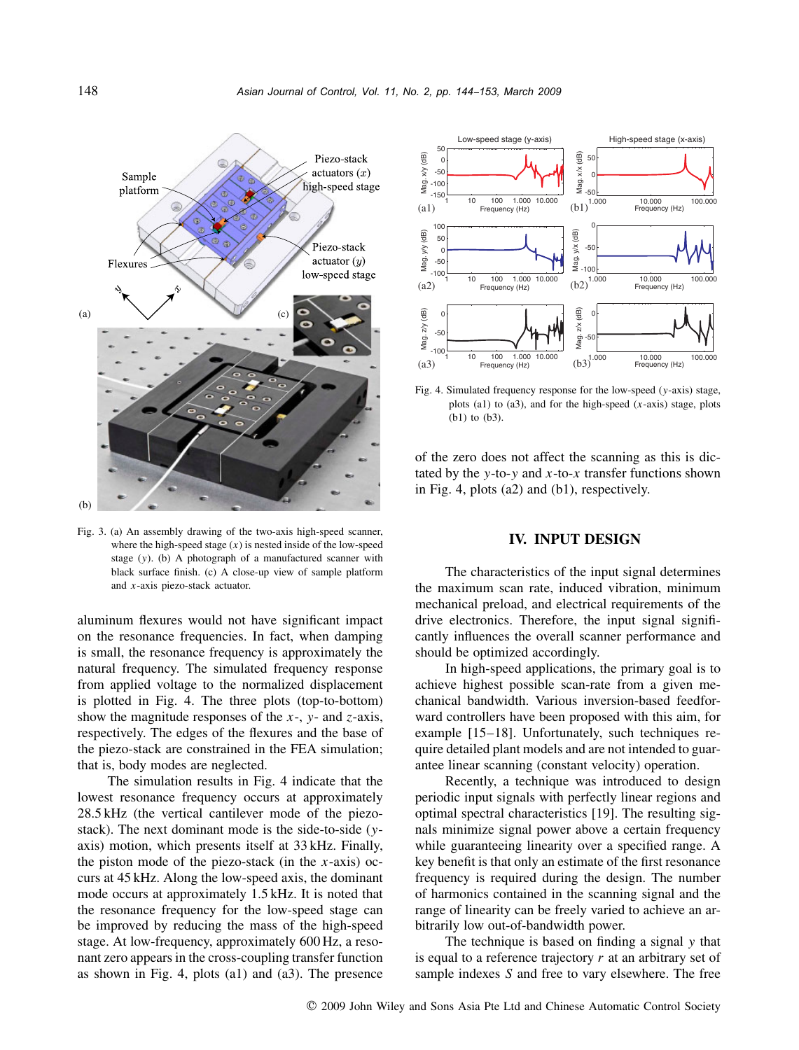Sample platform

Piezo-stack actuators ($x$) high-speed stage

Flexures

Piezo-stack actuator ($y$) low-speed stage

(a)

(c)

(b)

Fig. 3. (a) An assembly drawing of the two-axis high-speed scanner, where the high-speed stage ($x$) is nested inside of the low-speed stage ($y$). (b) A photograph of a manufactured scanner with black surface finish. (c) A close-up view of sample platform and $x$-axis piezo-stack actuator.

aluminum flexures would not have significant impact on the resonance frequencies. In fact, when damping is small, the resonance frequency is approximately the natural frequency. The simulated frequency response from applied voltage to the normalized displacement is plotted in Fig. 4. The three plots (top-to-bottom) show the magnitude responses of the $x$-, $y$- and $z$-axis, respectively. The edges of the flexures and the base of the piezo-stack are constrained in the FEA simulation; that is, body modes are neglected.

The simulation results in Fig. 4 indicate that the lowest resonance frequency occurs at approximately 28.5 kHz (the vertical cantilever mode of the piezo-stack). The next dominant mode is the side-to-side ($y$-axis) motion, which presents itself at 33 kHz. Finally, the piston mode of the piezo-stack (in the $x$-axis) occurs at 45 kHz. Along the low-speed axis, the dominant mode occurs at approximately 1.5 kHz. It is noted that the resonance frequency for the low-speed stage can be improved by reducing the mass of the high-speed stage. At low-frequency, approximately 600 Hz, a resonant zero appears in the cross-coupling transfer function as shown in Fig. 4, plots (a1) and (a3). The presence

Low-speed stage (y-axis)

High-speed stage (x-axis)

Fig. 4. Simulated frequency response for the low-speed ($y$-axis) stage, plots (a1) to (a3), and for the high-speed ($x$-axis) stage, plots (b1) to (b3).

of the zero does not affect the scanning as this is dictated by the $y$-to-$y$ and $x$-to-$x$ transfer functions shown in Fig. 4, plots (a2) and (b1), respectively.

## IV. INPUT DESIGN

The characteristics of the input signal determines the maximum scan rate, induced vibration, minimum mechanical preload, and electrical requirements of the drive electronics. Therefore, the input signal significantly influences the overall scanner performance and should be optimized accordingly.

In high-speed applications, the primary goal is to achieve highest possible scan-rate from a given mechanical bandwidth. Various inversion-based feedforward controllers have been proposed with this aim, for example [15–18]. Unfortunately, such techniques require detailed plant models and are not intended to guarantee linear scanning (constant velocity) operation.

Recently, a technique was introduced to design periodic input signals with perfectly linear regions and optimal spectral characteristics [19]. The resulting signals minimize signal power above a certain frequency while guaranteeing linearity over a specified range. A key benefit is that only an estimate of the first resonance frequency is required during the design. The number of harmonics contained in the scanning signal and the range of linearity can be freely varied to achieve an arbitrarily low out-of-bandwidth power.

The technique is based on finding a signal $y$ that is equal to a reference trajectory $r$ at an arbitrary set of sample indexes $S$ and free to vary elsewhere. The free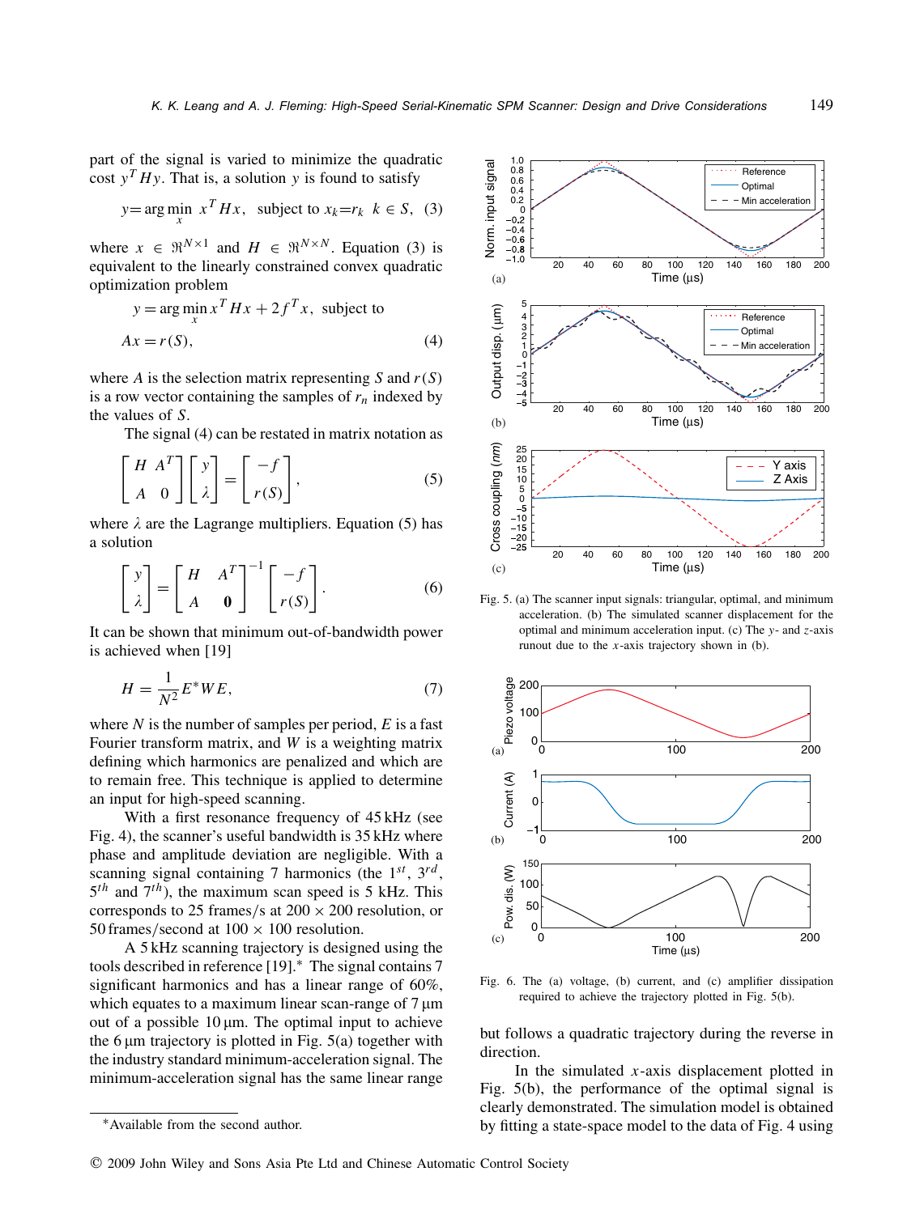part of the signal is varied to minimize the quadratic cost $y^T Hy$. That is, a solution $y$ is found to satisfy

$$y = \arg\min_x \; x^T Hx, \quad \text{subject to } x_k = r_k \;\; k \in S, \quad (3)$$

where $x \in \Re^{N\times 1}$ and $H \in \Re^{N\times N}$. Equation (3) is equivalent to the linearly constrained convex quadratic optimization problem

$$y = \arg\min_x x^T Hx + 2f^T x, \text{ subject to}$$
$$Ax = r(S), \quad (4)$$

where $A$ is the selection matrix representing $S$ and $r(S)$ is a row vector containing the samples of $r_n$ indexed by the values of $S$.

The signal (4) can be restated in matrix notation as

$$\begin{bmatrix} H & A^T \\ A & 0 \end{bmatrix} \begin{bmatrix} y \\ \lambda \end{bmatrix} = \begin{bmatrix} -f \\ r(S) \end{bmatrix}, \quad (5)$$

where $\lambda$ are the Lagrange multipliers. Equation (5) has a solution

$$\begin{bmatrix} y \\ \lambda \end{bmatrix} = \begin{bmatrix} H & A^T \\ A & \mathbf{0} \end{bmatrix}^{-1} \begin{bmatrix} -f \\ r(S) \end{bmatrix}. \quad (6)$$

It can be shown that minimum out-of-bandwidth power is achieved when [19]

$$H = \frac{1}{N^2} E^* W E, \quad (7)$$

where $N$ is the number of samples per period, $E$ is a fast Fourier transform matrix, and $W$ is a weighting matrix defining which harmonics are penalized and which are to remain free. This technique is applied to determine an input for high-speed scanning.

With a first resonance frequency of 45 kHz (see Fig. 4), the scanner's useful bandwidth is 35 kHz where phase and amplitude deviation are negligible. With a scanning signal containing 7 harmonics (the $1^{st}$, $3^{rd}$, $5^{th}$ and $7^{th}$), the maximum scan speed is 5 kHz. This corresponds to 25 frames/s at 200 × 200 resolution, or 50 frames/second at 100 × 100 resolution.

A 5 kHz scanning trajectory is designed using the tools described in reference [19].* The signal contains 7 significant harmonics and has a linear range of 60%, which equates to a maximum linear scan-range of 7 µm out of a possible 10 µm. The optimal input to achieve the 6 µm trajectory is plotted in Fig. 5(a) together with the industry standard minimum-acceleration signal. The minimum-acceleration signal has the same linear range

*Available from the second author.

Norm. input signal
Reference
Optimal
Min acceleration
Time (µs)
(a)

Output disp. (µm)
Reference
Optimal
Min acceleration
Time (µs)
(b)

Cross coupling (nm)
Y axis
Z Axis
Time (µs)
(c)

Fig. 5. (a) The scanner input signals: triangular, optimal, and minimum acceleration. (b) The simulated scanner displacement for the optimal and minimum acceleration input. (c) The $y$- and $z$-axis runout due to the $x$-axis trajectory shown in (b).

Piezo voltage
(a)

Current (A)
(b)

Pow. dis. (W)
Time (µs)
(c)

Fig. 6. The (a) voltage, (b) current, and (c) amplifier dissipation required to achieve the trajectory plotted in Fig. 5(b).

but follows a quadratic trajectory during the reverse in direction.

In the simulated $x$-axis displacement plotted in Fig. 5(b), the performance of the optimal signal is clearly demonstrated. The simulation model is obtained by fitting a state-space model to the data of Fig. 4 using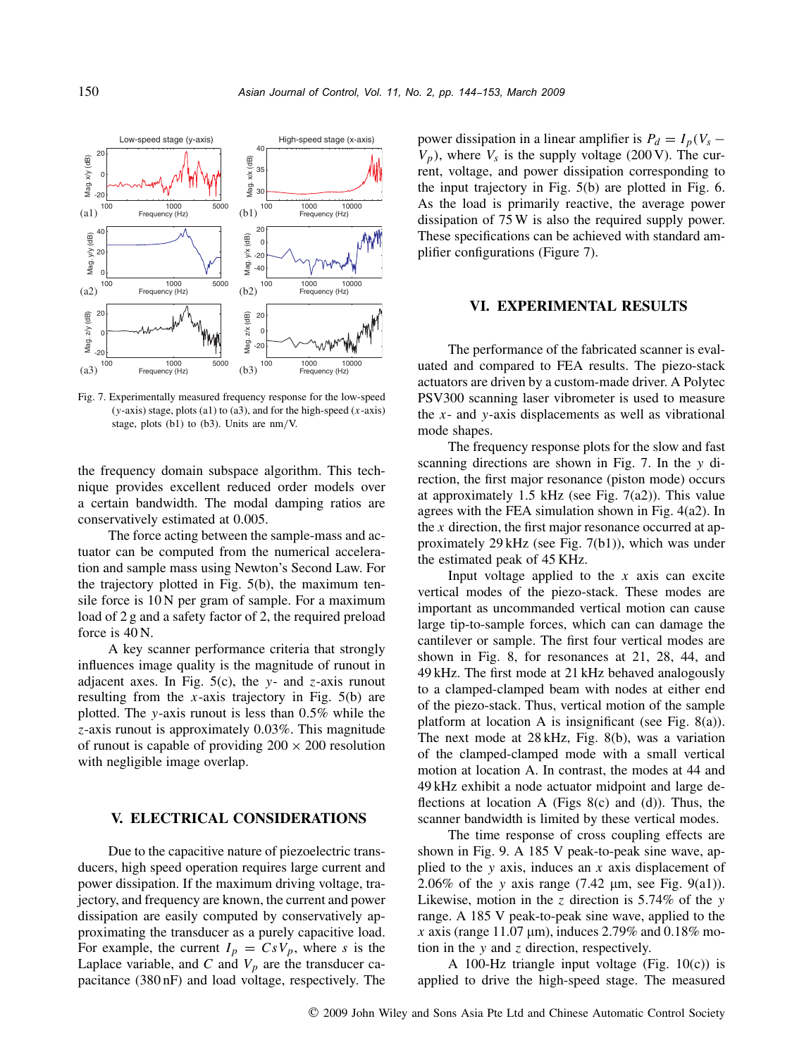Low-speed stage (y-axis)

High-speed stage (x-axis)

(a1) Mag. x/y (dB) 20 0 -20 100 1000 5000 Frequency (Hz)

(b1) Mag. x/x (dB) 40 35 30 100 1000 10000 Frequency (Hz)

(a2) Mag. y/y (dB) 40 20 0 100 1000 5000 Frequency (Hz)

(b2) Mag. y/x (dB) 20 0 -20 -40 100 1000 10000 Frequency (Hz)

(a3) Mag. z/y (dB) 20 0 -20 100 1000 5000 Frequency (Hz)

(b3) Mag. z/x (dB) 20 0 -20 100 1000 10000 Frequency (Hz)

Fig. 7. Experimentally measured frequency response for the low-speed ($y$-axis) stage, plots (a1) to (a3), and for the high-speed ($x$-axis) stage, plots (b1) to (b3). Units are nm/V.

the frequency domain subspace algorithm. This technique provides excellent reduced order models over a certain bandwidth. The modal damping ratios are conservatively estimated at 0.005.

The force acting between the sample-mass and actuator can be computed from the numerical acceleration and sample mass using Newton's Second Law. For the trajectory plotted in Fig. 5(b), the maximum tensile force is 10 N per gram of sample. For a maximum load of 2 g and a safety factor of 2, the required preload force is 40 N.

A key scanner performance criteria that strongly influences image quality is the magnitude of runout in adjacent axes. In Fig. 5(c), the $y$- and $z$-axis runout resulting from the $x$-axis trajectory in Fig. 5(b) are plotted. The $y$-axis runout is less than 0.5% while the $z$-axis runout is approximately 0.03%. This magnitude of runout is capable of providing $200 \times 200$ resolution with negligible image overlap.

## V. ELECTRICAL CONSIDERATIONS

Due to the capacitive nature of piezoelectric transducers, high speed operation requires large current and power dissipation. If the maximum driving voltage, trajectory, and frequency are known, the current and power dissipation are easily computed by conservatively approximating the transducer as a purely capacitive load. For example, the current $I_p = CsV_p$, where $s$ is the Laplace variable, and $C$ and $V_p$ are the transducer capacitance (380 nF) and load voltage, respectively. The power dissipation in a linear amplifier is $P_d = I_p(V_s - V_p)$, where $V_s$ is the supply voltage (200 V). The current, voltage, and power dissipation corresponding to the input trajectory in Fig. 5(b) are plotted in Fig. 6. As the load is primarily reactive, the average power dissipation of 75 W is also the required supply power. These specifications can be achieved with standard amplifier configurations (Figure 7).

## VI. EXPERIMENTAL RESULTS

The performance of the fabricated scanner is evaluated and compared to FEA results. The piezo-stack actuators are driven by a custom-made driver. A Polytec PSV300 scanning laser vibrometer is used to measure the $x$- and $y$-axis displacements as well as vibrational mode shapes.

The frequency response plots for the slow and fast scanning directions are shown in Fig. 7. In the $y$ direction, the first major resonance (piston mode) occurs at approximately 1.5 kHz (see Fig. 7(a2)). This value agrees with the FEA simulation shown in Fig. 4(a2). In the $x$ direction, the first major resonance occurred at approximately 29 kHz (see Fig. 7(b1)), which was under the estimated peak of 45 KHz.

Input voltage applied to the $x$ axis can excite vertical modes of the piezo-stack. These modes are important as uncommanded vertical motion can cause large tip-to-sample forces, which can can damage the cantilever or sample. The first four vertical modes are shown in Fig. 8, for resonances at 21, 28, 44, and 49 kHz. The first mode at 21 kHz behaved analogously to a clamped-clamped beam with nodes at either end of the piezo-stack. Thus, vertical motion of the sample platform at location A is insignificant (see Fig. 8(a)). The next mode at 28 kHz, Fig. 8(b), was a variation of the clamped-clamped mode with a small vertical motion at location A. In contrast, the modes at 44 and 49 kHz exhibit a node actuator midpoint and large deflections at location A (Figs 8(c) and (d)). Thus, the scanner bandwidth is limited by these vertical modes.

The time response of cross coupling effects are shown in Fig. 9. A 185 V peak-to-peak sine wave, applied to the $y$ axis, induces an $x$ axis displacement of 2.06% of the $y$ axis range (7.42 µm, see Fig. 9(a1)). Likewise, motion in the $z$ direction is 5.74% of the $y$ range. A 185 V peak-to-peak sine wave, applied to the $x$ axis (range 11.07 µm), induces 2.79% and 0.18% motion in the $y$ and $z$ direction, respectively.

A 100-Hz triangle input voltage (Fig. 10(c)) is applied to drive the high-speed stage. The measured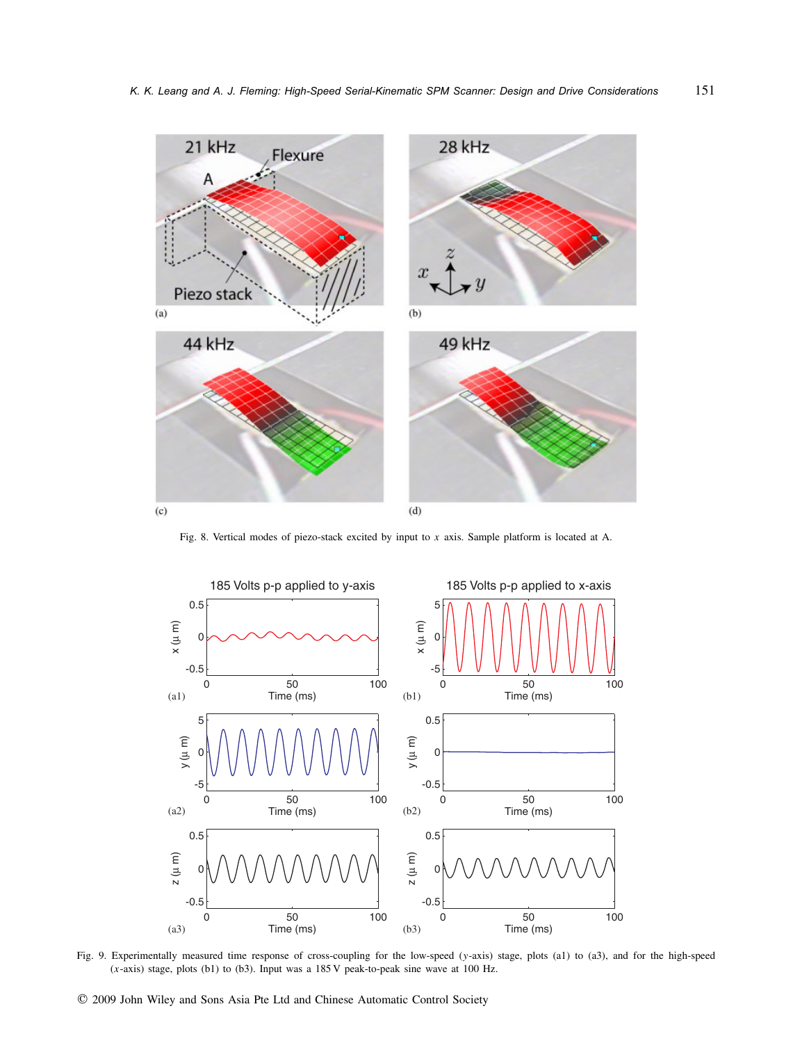21 kHz

Flexure

A

Piezo stack

(a)

28 kHz

$x$ $z$ $y$

(b)

44 kHz

(c)

49 kHz

(d)

Fig. 8. Vertical modes of piezo-stack excited by input to $x$ axis. Sample platform is located at A.

185 Volts p-p applied to y-axis

185 Volts p-p applied to x-axis

x (μ m)

0.5

0

-0.5

0 50 100

Time (ms)

(a1)

x (μ m)

5

0

-5

0 50 100

Time (ms)

(b1)

y (μ m)

5

0

-5

0 50 100

Time (ms)

(a2)

y (μ m)

0.5

0

-0.5

0 50 100

Time (ms)

(b2)

z (μ m)

0.5

0

-0.5

0 50 100

Time (ms)

(a3)

z (μ m)

0.5

0

-0.5

0 50 100

Time (ms)

(b3)

Fig. 9. Experimentally measured time response of cross-coupling for the low-speed ($y$-axis) stage, plots (a1) to (a3), and for the high-speed ($x$-axis) stage, plots (b1) to (b3). Input was a 185 V peak-to-peak sine wave at 100 Hz.

© 2009 John Wiley and Sons Asia Pte Ltd and Chinese Automatic Control Society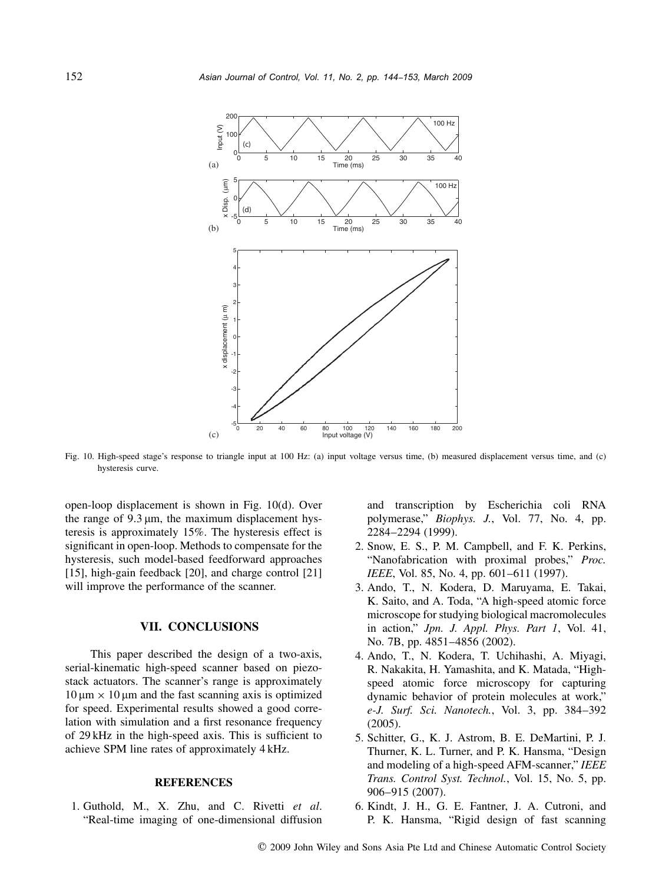Fig. 10. High-speed stage's response to triangle input at 100 Hz: (a) input voltage versus time, (b) measured displacement versus time, and (c) hysteresis curve.

open-loop displacement is shown in Fig. 10(d). Over the range of 9.3 μm, the maximum displacement hysteresis is approximately 15%. The hysteresis effect is significant in open-loop. Methods to compensate for the hysteresis, such model-based feedforward approaches [15], high-gain feedback [20], and charge control [21] will improve the performance of the scanner.

## VII. CONCLUSIONS

This paper described the design of a two-axis, serial-kinematic high-speed scanner based on piezo-stack actuators. The scanner's range is approximately $10\,\mu m \times 10\,\mu m$ and the fast scanning axis is optimized for speed. Experimental results showed a good correlation with simulation and a first resonance frequency of 29 kHz in the high-speed axis. This is sufficient to achieve SPM line rates of approximately 4 kHz.

## REFERENCES

1. Guthold, M., X. Zhu, and C. Rivetti *et al*. "Real-time imaging of one-dimensional diffusion and transcription by Escherichia coli RNA polymerase," *Biophys. J.*, Vol. 77, No. 4, pp. 2284–2294 (1999).
2. Snow, E. S., P. M. Campbell, and F. K. Perkins, "Nanofabrication with proximal probes," *Proc. IEEE*, Vol. 85, No. 4, pp. 601–611 (1997).
3. Ando, T., N. Kodera, D. Maruyama, E. Takai, K. Saito, and A. Toda, "A high-speed atomic force microscope for studying biological macromolecules in action," *Jpn. J. Appl. Phys. Part 1*, Vol. 41, No. 7B, pp. 4851–4856 (2002).
4. Ando, T., N. Kodera, T. Uchihashi, A. Miyagi, R. Nakakita, H. Yamashita, and K. Matada, "High-speed atomic force microscopy for capturing dynamic behavior of protein molecules at work," *e-J. Surf. Sci. Nanotech.*, Vol. 3, pp. 384–392 (2005).
5. Schitter, G., K. J. Astrom, B. E. DeMartini, P. J. Thurner, K. L. Turner, and P. K. Hansma, "Design and modeling of a high-speed AFM-scanner," *IEEE Trans. Control Syst. Technol.*, Vol. 15, No. 5, pp. 906–915 (2007).
6. Kindt, J. H., G. E. Fantner, J. A. Cutroni, and P. K. Hansma, "Rigid design of fast scanning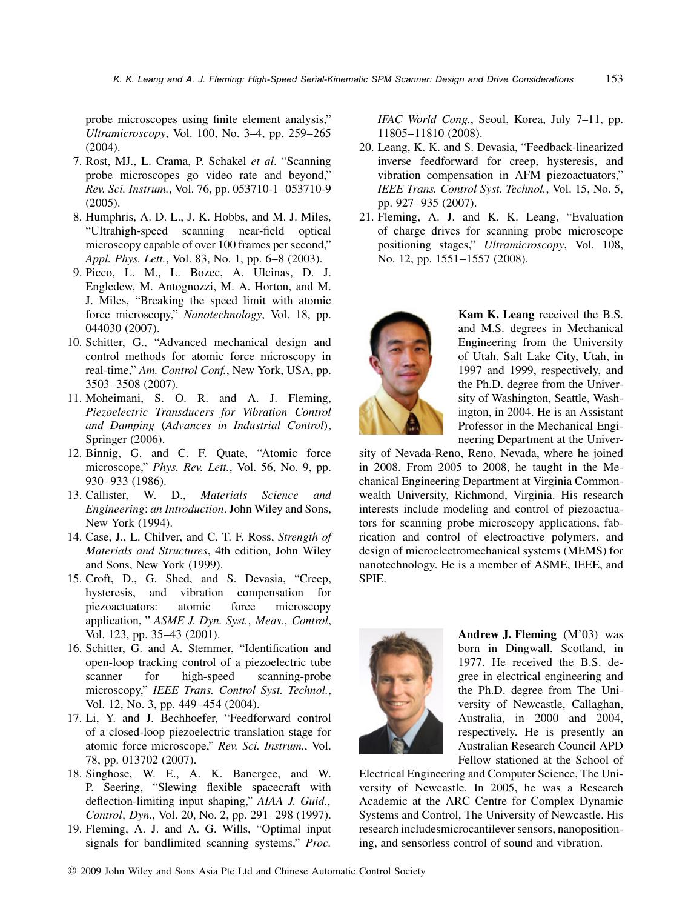probe microscopes using finite element analysis," *Ultramicroscopy*, Vol. 100, No. 3–4, pp. 259–265 (2004).

7. Rost, MJ., L. Crama, P. Schakel *et al*. "Scanning probe microscopes go video rate and beyond," *Rev. Sci. Instrum.*, Vol. 76, pp. 053710-1–053710-9 (2005).
8. Humphris, A. D. L., J. K. Hobbs, and M. J. Miles, "Ultrahigh-speed scanning near-field optical microscopy capable of over 100 frames per second," *Appl. Phys. Lett.*, Vol. 83, No. 1, pp. 6–8 (2003).
9. Picco, L. M., L. Bozec, A. Ulcinas, D. J. Engledew, M. Antognozzi, M. A. Horton, and M. J. Miles, "Breaking the speed limit with atomic force microscopy," *Nanotechnology*, Vol. 18, pp. 044030 (2007).
10. Schitter, G., "Advanced mechanical design and control methods for atomic force microscopy in real-time," *Am. Control Conf.*, New York, USA, pp. 3503–3508 (2007).
11. Moheimani, S. O. R. and A. J. Fleming, *Piezoelectric Transducers for Vibration Control and Damping* (*Advances in Industrial Control*), Springer (2006).
12. Binnig, G. and C. F. Quate, "Atomic force microscope," *Phys. Rev. Lett.*, Vol. 56, No. 9, pp. 930–933 (1986).
13. Callister, W. D., *Materials Science and Engineering*: *an Introduction*. John Wiley and Sons, New York (1994).
14. Case, J., L. Chilver, and C. T. F. Ross, *Strength of Materials and Structures*, 4th edition, John Wiley and Sons, New York (1999).
15. Croft, D., G. Shed, and S. Devasia, "Creep, hysteresis, and vibration compensation for piezoactuators: atomic force microscopy application, " *ASME J. Dyn. Syst.*, *Meas.*, *Control*, Vol. 123, pp. 35–43 (2001).
16. Schitter, G. and A. Stemmer, "Identification and open-loop tracking control of a piezoelectric tube scanner for high-speed scanning-probe microscopy," *IEEE Trans. Control Syst. Technol.*, Vol. 12, No. 3, pp. 449–454 (2004).
17. Li, Y. and J. Bechhoefer, "Feedforward control of a closed-loop piezoelectric translation stage for atomic force microscope," *Rev. Sci. Instrum.*, Vol. 78, pp. 013702 (2007).
18. Singhose, W. E., A. K. Banergee, and W. P. Seering, "Slewing flexible spacecraft with deflection-limiting input shaping," *AIAA J. Guid.*, *Control*, *Dyn.*, Vol. 20, No. 2, pp. 291–298 (1997).
19. Fleming, A. J. and A. G. Wills, "Optimal input signals for bandlimited scanning systems," *Proc. IFAC World Cong.*, Seoul, Korea, July 7–11, pp. 11805–11810 (2008).
20. Leang, K. K. and S. Devasia, "Feedback-linearized inverse feedforward for creep, hysteresis, and vibration compensation in AFM piezoactuators," *IEEE Trans. Control Syst. Technol.*, Vol. 15, No. 5, pp. 927–935 (2007).
21. Fleming, A. J. and K. K. Leang, "Evaluation of charge drives for scanning probe microscope positioning stages," *Ultramicroscopy*, Vol. 108, No. 12, pp. 1551–1557 (2008).

**Kam K. Leang** received the B.S. and M.S. degrees in Mechanical Engineering from the University of Utah, Salt Lake City, Utah, in 1997 and 1999, respectively, and the Ph.D. degree from the University of Washington, Seattle, Washington, in 2004. He is an Assistant Professor in the Mechanical Engineering Department at the University of Nevada-Reno, Reno, Nevada, where he joined in 2008. From 2005 to 2008, he taught in the Mechanical Engineering Department at Virginia Commonwealth University, Richmond, Virginia. His research interests include modeling and control of piezoactuators for scanning probe microscopy applications, fabrication and control of electroactive polymers, and design of microelectromechanical systems (MEMS) for nanotechnology. He is a member of ASME, IEEE, and SPIE.

**Andrew J. Fleming** (M'03) was born in Dingwall, Scotland, in 1977. He received the B.S. degree in electrical engineering and the Ph.D. degree from The University of Newcastle, Callaghan, Australia, in 2000 and 2004, respectively. He is presently an Australian Research Council APD Fellow stationed at the School of Electrical Engineering and Computer Science, The University of Newcastle. In 2005, he was a Research Academic at the ARC Centre for Complex Dynamic Systems and Control, The University of Newcastle. His research includesmicrocantilever sensors, nanopositioning, and sensorless control of sound and vibration.